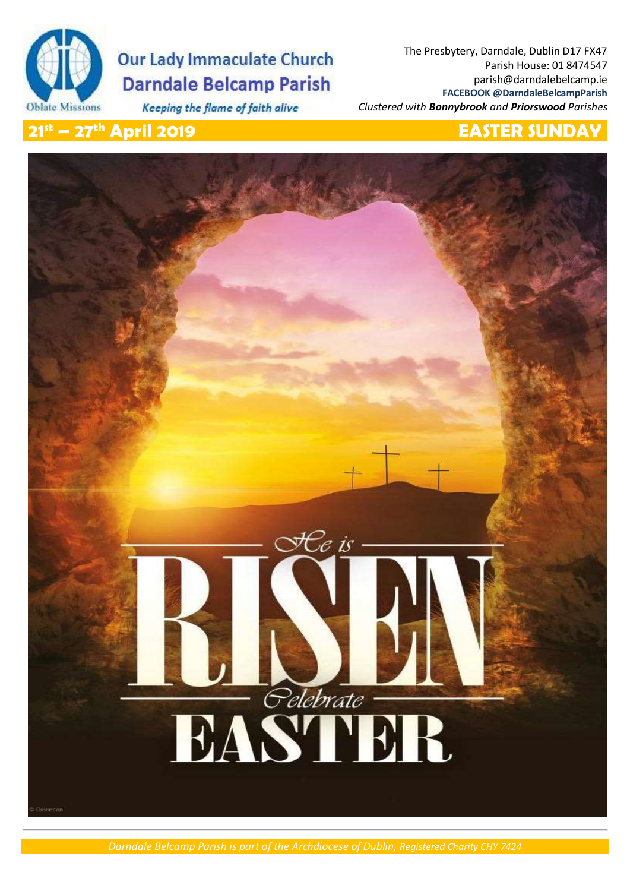Oblate Missions

# Our Lady Immaculate Church
# Darndale Belcamp Parish

*Keeping the flame of faith alive*

The Presbytery, Darndale, Dublin D17 FX47
Parish House: 01 8474547
parish@darndalebelcamp.ie
**FACEBOOK @DarndaleBelcampParish**
*Clustered with **Bonnybrook** and **Priorswood** Parishes*

## 21st – 27th April 2019 — EASTER SUNDAY

*He is*

# RISEN

*Celebrate*

# EASTER

© Diocesan

*Darndale Belcamp Parish is part of the Archdiocese of Dublin, Registered Charity CHY 7424*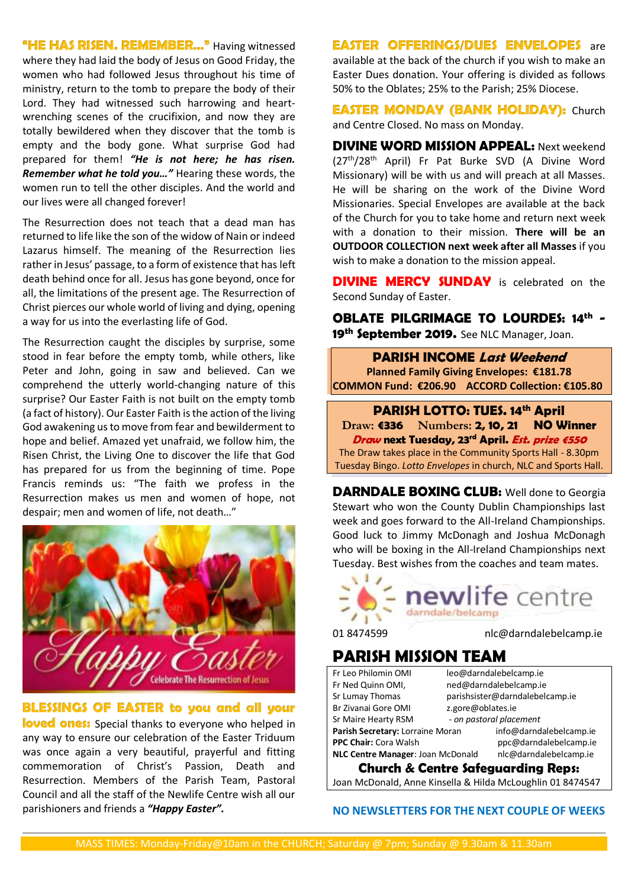**"HE HAS RISEN. REMEMBER…"** Having witnessed where they had laid the body of Jesus on Good Friday, the women who had followed Jesus throughout his time of ministry, return to the tomb to prepare the body of their Lord. They had witnessed such harrowing and heart-wrenching scenes of the crucifixion, and now they are totally bewildered when they discover that the tomb is empty and the body gone. What surprise God had prepared for them! ***"He is not here; he has risen. Remember what he told you…"*** Hearing these words, the women run to tell the other disciples. And the world and our lives were all changed forever!

The Resurrection does not teach that a dead man has returned to life like the son of the widow of Nain or indeed Lazarus himself. The meaning of the Resurrection lies rather in Jesus' passage, to a form of existence that has left death behind once for all. Jesus has gone beyond, once for all, the limitations of the present age. The Resurrection of Christ pierces our whole world of living and dying, opening a way for us into the everlasting life of God.

The Resurrection caught the disciples by surprise, some stood in fear before the empty tomb, while others, like Peter and John, going in saw and believed. Can we comprehend the utterly world-changing nature of this surprise? Our Easter Faith is not built on the empty tomb (a fact of history). Our Easter Faith is the action of the living God awakening us to move from fear and bewilderment to hope and belief. Amazed yet unafraid, we follow him, the Risen Christ, the Living One to discover the life that God has prepared for us from the beginning of time. Pope Francis reminds us: "The faith we profess in the Resurrection makes us men and women of hope, not despair; men and women of life, not death…"

Happy Easter
Celebrate The Resurrection of Jesus

**BLESSINGS OF EASTER to you and all your loved ones:** Special thanks to everyone who helped in any way to ensure our celebration of the Easter Triduum was once again a very beautiful, prayerful and fitting commemoration of Christ's Passion, Death and Resurrection. Members of the Parish Team, Pastoral Council and all the staff of the Newlife Centre wish all our parishioners and friends a ***"Happy Easter".***

**EASTER OFFERINGS/DUES ENVELOPES** are available at the back of the church if you wish to make an Easter Dues donation. Your offering is divided as follows 50% to the Oblates; 25% to the Parish; 25% Diocese.

**EASTER MONDAY (BANK HOLIDAY):** Church and Centre Closed. No mass on Monday.

**DIVINE WORD MISSION APPEAL:** Next weekend (27th/28th April) Fr Pat Burke SVD (A Divine Word Missionary) will be with us and will preach at all Masses. He will be sharing on the work of the Divine Word Missionaries. Special Envelopes are available at the back of the Church for you to take home and return next week with a donation to their mission. **There will be an OUTDOOR COLLECTION next week after all Masses** if you wish to make a donation to the mission appeal.

**DIVINE MERCY SUNDAY** is celebrated on the Second Sunday of Easter.

**OBLATE PILGRIMAGE TO LOURDES: 14th - 19th September 2019.** See NLC Manager, Joan.

**PARISH INCOME *Last Weekend***
**Planned Family Giving Envelopes: €181.78**
**COMMON Fund: €206.90 ACCORD Collection: €105.80**

**PARISH LOTTO: TUES. 14th April**
**Draw: €336 Numbers: 2, 10, 21 NO Winner**
***Draw* next Tuesday, 23rd April. *Est. prize €550***
The Draw takes place in the Community Sports Hall - 8.30pm Tuesday Bingo. *Lotto Envelopes* in church, NLC and Sports Hall.

**DARNDALE BOXING CLUB:** Well done to Georgia Stewart who won the County Dublin Championships last week and goes forward to the All-Ireland Championships. Good luck to Jimmy McDonagh and Joshua McDonagh who will be boxing in the All-Ireland Championships next Tuesday. Best wishes from the coaches and team mates.

newlife centre darndale/belcamp
01 8474599 nlc@darndalebelcamp.ie

## PARISH MISSION TEAM

| | |
|---|---|
| Fr Leo Philomin OMI | leo@darndalebelcamp.ie |
| Fr Ned Quinn OMI, | ned@darndalebelcamp.ie |
| Sr Lumay Thomas | parishsister@darndalebelcamp.ie |
| Br Zivanai Gore OMI | z.gore@oblates.ie |
| Sr Maire Hearty RSM | - *on pastoral placement* |
| **Parish Secretary:** Lorraine Moran | info@darndalebelcamp.ie |
| **PPC Chair:** Cora Walsh | ppc@darndalebelcamp.ie |
| **NLC Centre Manager**: Joan McDonald | nlc@darndalebelcamp.ie |

**Church & Centre Safeguarding Reps:**
Joan McDonald, Anne Kinsella & Hilda McLoughlin 01 8474547

**NO NEWSLETTERS FOR THE NEXT COUPLE OF WEEKS**

MASS TIMES: Monday-Friday@10am in the CHURCH; Saturday @ 7pm; Sunday @ 9.30am & 11.30am